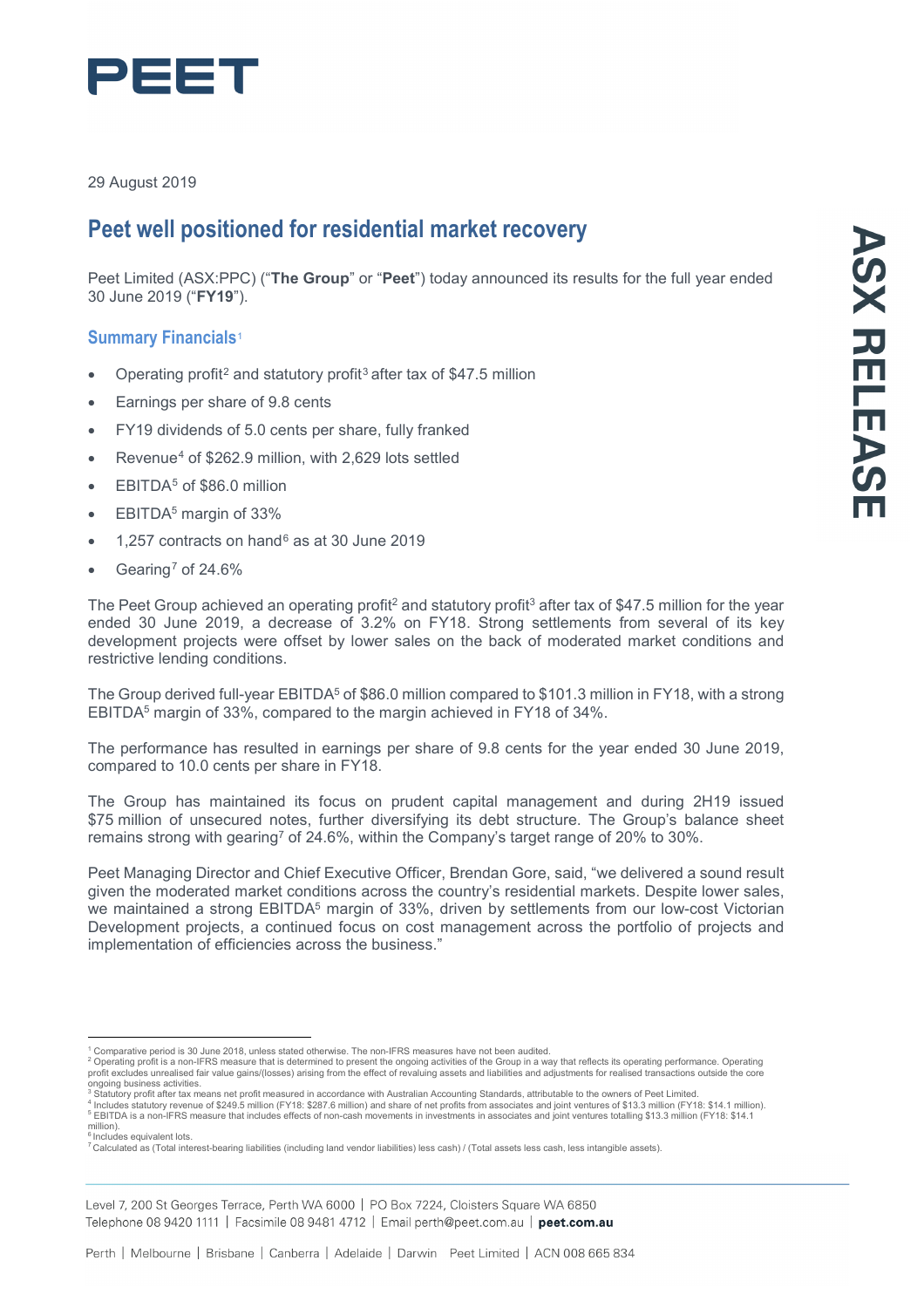PEET

29 August 2019

# Peet well positioned for residential market recovery

Peet Limited (ASX:PPC) ("**The Group**" or "**Peet**") today announced its results for the full year ended 30 June 2019 ("**FY19**").

## Summary Financials[1]

- Operating profit[2] and statutory profit[3] after tax of $47.5 million
- Earnings per share of 9.8 cents
- FY19 dividends of 5.0 cents per share, fully franked
- Revenue[4] of $262.9 million, with 2,629 lots settled
- EBITDA[5] of $86.0 million
- EBITDA[5] margin of 33%
- 1,257 contracts on hand[6] as at 30 June 2019
- Gearing[7] of 24.6%

The Peet Group achieved an operating profit[2] and statutory profit[3] after tax of $47.5 million for the year ended 30 June 2019, a decrease of 3.2% on FY18. Strong settlements from several of its key development projects were offset by lower sales on the back of moderated market conditions and restrictive lending conditions.

The Group derived full-year EBITDA[5] of $86.0 million compared to $101.3 million in FY18, with a strong EBITDA[5] margin of 33%, compared to the margin achieved in FY18 of 34%.

The performance has resulted in earnings per share of 9.8 cents for the year ended 30 June 2019, compared to 10.0 cents per share in FY18.

The Group has maintained its focus on prudent capital management and during 2H19 issued $75 million of unsecured notes, further diversifying its debt structure. The Group's balance sheet remains strong with gearing[7] of 24.6%, within the Company's target range of 20% to 30%.

Peet Managing Director and Chief Executive Officer, Brendan Gore, said, "we delivered a sound result given the moderated market conditions across the country's residential markets. Despite lower sales, we maintained a strong EBITDA[5] margin of 33%, driven by settlements from our low-cost Victorian Development projects, a continued focus on cost management across the portfolio of projects and implementation of efficiencies across the business."

---

[1] Comparative period is 30 June 2018, unless stated otherwise. The non-IFRS measures have not been audited.
[2] Operating profit is a non-IFRS measure that is determined to present the ongoing activities of the Group in a way that reflects its operating performance. Operating profit excludes unrealised fair value gains/(losses) arising from the effect of revaluing assets and liabilities and adjustments for realised transactions outside the core ongoing business activities.
[3] Statutory profit after tax means net profit measured in accordance with Australian Accounting Standards, attributable to the owners of Peet Limited.
[4] Includes statutory revenue of $249.5 million (FY18: $287.6 million) and share of net profits from associates and joint ventures of $13.3 million (FY18: $14.1 million).
[5] EBITDA is a non-IFRS measure that includes effects of non-cash movements in investments in associates and joint ventures totalling $13.3 million (FY18: $14.1 million).
[6] Includes equivalent lots.
[7] Calculated as (Total interest-bearing liabilities (including land vendor liabilities) less cash) / (Total assets less cash, less intangible assets).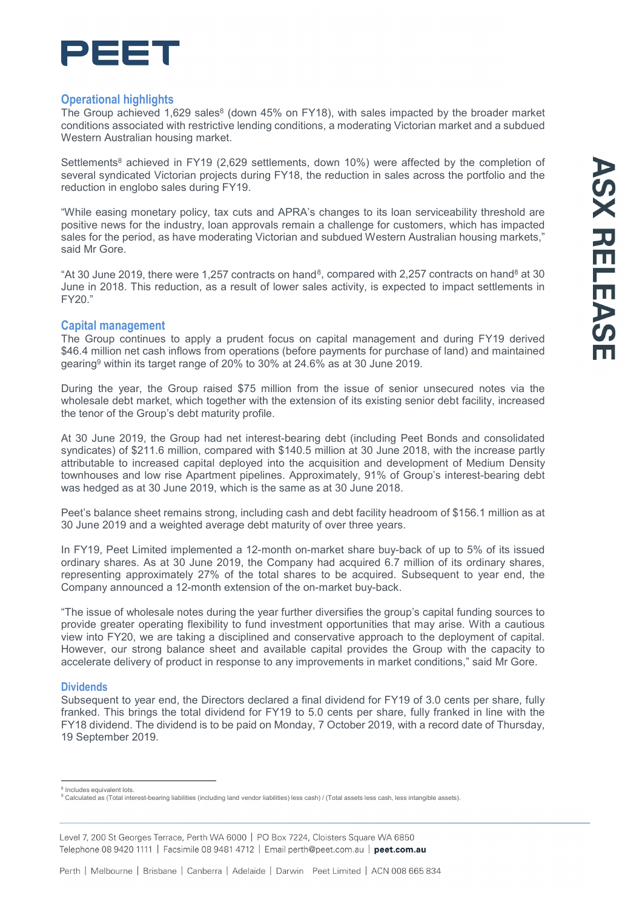## Operational highlights

The Group achieved 1,629 sales[8] (down 45% on FY18), with sales impacted by the broader market conditions associated with restrictive lending conditions, a moderating Victorian market and a subdued Western Australian housing market.

Settlements[8] achieved in FY19 (2,629 settlements, down 10%) were affected by the completion of several syndicated Victorian projects during FY18, the reduction in sales across the portfolio and the reduction in englobo sales during FY19.

"While easing monetary policy, tax cuts and APRA's changes to its loan serviceability threshold are positive news for the industry, loan approvals remain a challenge for customers, which has impacted sales for the period, as have moderating Victorian and subdued Western Australian housing markets," said Mr Gore.

"At 30 June 2019, there were 1,257 contracts on hand[8], compared with 2,257 contracts on hand[8] at 30 June in 2018. This reduction, as a result of lower sales activity, is expected to impact settlements in FY20."

## Capital management

The Group continues to apply a prudent focus on capital management and during FY19 derived $46.4 million net cash inflows from operations (before payments for purchase of land) and maintained gearing[9] within its target range of 20% to 30% at 24.6% as at 30 June 2019.

During the year, the Group raised $75 million from the issue of senior unsecured notes via the wholesale debt market, which together with the extension of its existing senior debt facility, increased the tenor of the Group's debt maturity profile.

At 30 June 2019, the Group had net interest-bearing debt (including Peet Bonds and consolidated syndicates) of $211.6 million, compared with $140.5 million at 30 June 2018, with the increase partly attributable to increased capital deployed into the acquisition and development of Medium Density townhouses and low rise Apartment pipelines. Approximately, 91% of Group's interest-bearing debt was hedged as at 30 June 2019, which is the same as at 30 June 2018.

Peet's balance sheet remains strong, including cash and debt facility headroom of $156.1 million as at 30 June 2019 and a weighted average debt maturity of over three years.

In FY19, Peet Limited implemented a 12-month on-market share buy-back of up to 5% of its issued ordinary shares. As at 30 June 2019, the Company had acquired 6.7 million of its ordinary shares, representing approximately 27% of the total shares to be acquired. Subsequent to year end, the Company announced a 12-month extension of the on-market buy-back.

"The issue of wholesale notes during the year further diversifies the group's capital funding sources to provide greater operating flexibility to fund investment opportunities that may arise. With a cautious view into FY20, we are taking a disciplined and conservative approach to the deployment of capital. However, our strong balance sheet and available capital provides the Group with the capacity to accelerate delivery of product in response to any improvements in market conditions," said Mr Gore.

## Dividends

Subsequent to year end, the Directors declared a final dividend for FY19 of 3.0 cents per share, fully franked. This brings the total dividend for FY19 to 5.0 cents per share, fully franked in line with the FY18 dividend. The dividend is to be paid on Monday, 7 October 2019, with a record date of Thursday, 19 September 2019.

---

[8] Includes equivalent lots.

[9] Calculated as (Total interest-bearing liabilities (including land vendor liabilities) less cash) / (Total assets less cash, less intangible assets).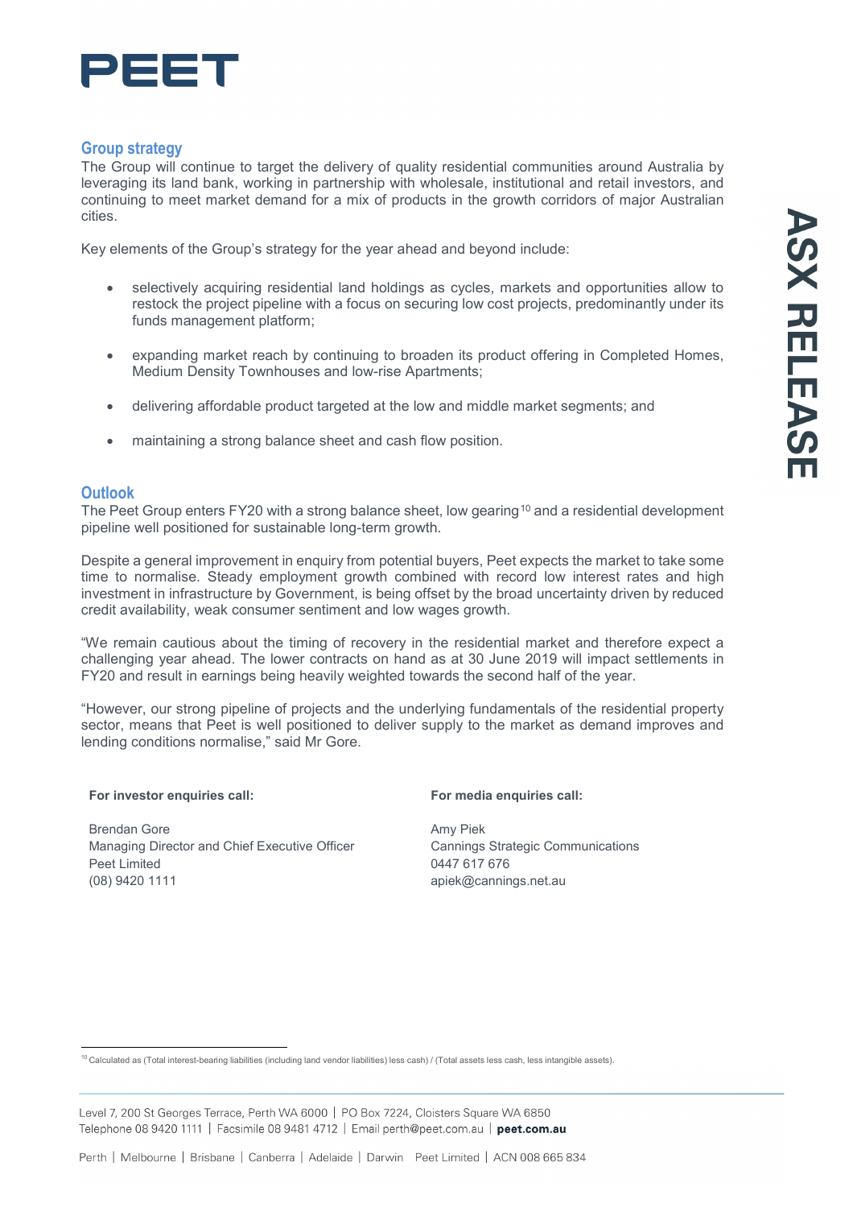## Group strategy

The Group will continue to target the delivery of quality residential communities around Australia by leveraging its land bank, working in partnership with wholesale, institutional and retail investors, and continuing to meet market demand for a mix of products in the growth corridors of major Australian cities.

Key elements of the Group's strategy for the year ahead and beyond include:

- selectively acquiring residential land holdings as cycles, markets and opportunities allow to restock the project pipeline with a focus on securing low cost projects, predominantly under its funds management platform;
- expanding market reach by continuing to broaden its product offering in Completed Homes, Medium Density Townhouses and low-rise Apartments;
- delivering affordable product targeted at the low and middle market segments; and
- maintaining a strong balance sheet and cash flow position.

## Outlook

The Peet Group enters FY20 with a strong balance sheet, low gearing[10] and a residential development pipeline well positioned for sustainable long-term growth.

Despite a general improvement in enquiry from potential buyers, Peet expects the market to take some time to normalise. Steady employment growth combined with record low interest rates and high investment in infrastructure by Government, is being offset by the broad uncertainty driven by reduced credit availability, weak consumer sentiment and low wages growth.

"We remain cautious about the timing of recovery in the residential market and therefore expect a challenging year ahead. The lower contracts on hand as at 30 June 2019 will impact settlements in FY20 and result in earnings being heavily weighted towards the second half of the year.

"However, our strong pipeline of projects and the underlying fundamentals of the residential property sector, means that Peet is well positioned to deliver supply to the market as demand improves and lending conditions normalise," said Mr Gore.

**For investor enquiries call:**

Brendan Gore
Managing Director and Chief Executive Officer
Peet Limited
(08) 9420 1111

**For media enquiries call:**

Amy Piek
Cannings Strategic Communications
0447 617 676
apiek@cannings.net.au

[10] Calculated as (Total interest-bearing liabilities (including land vendor liabilities) less cash) / (Total assets less cash, less intangible assets).